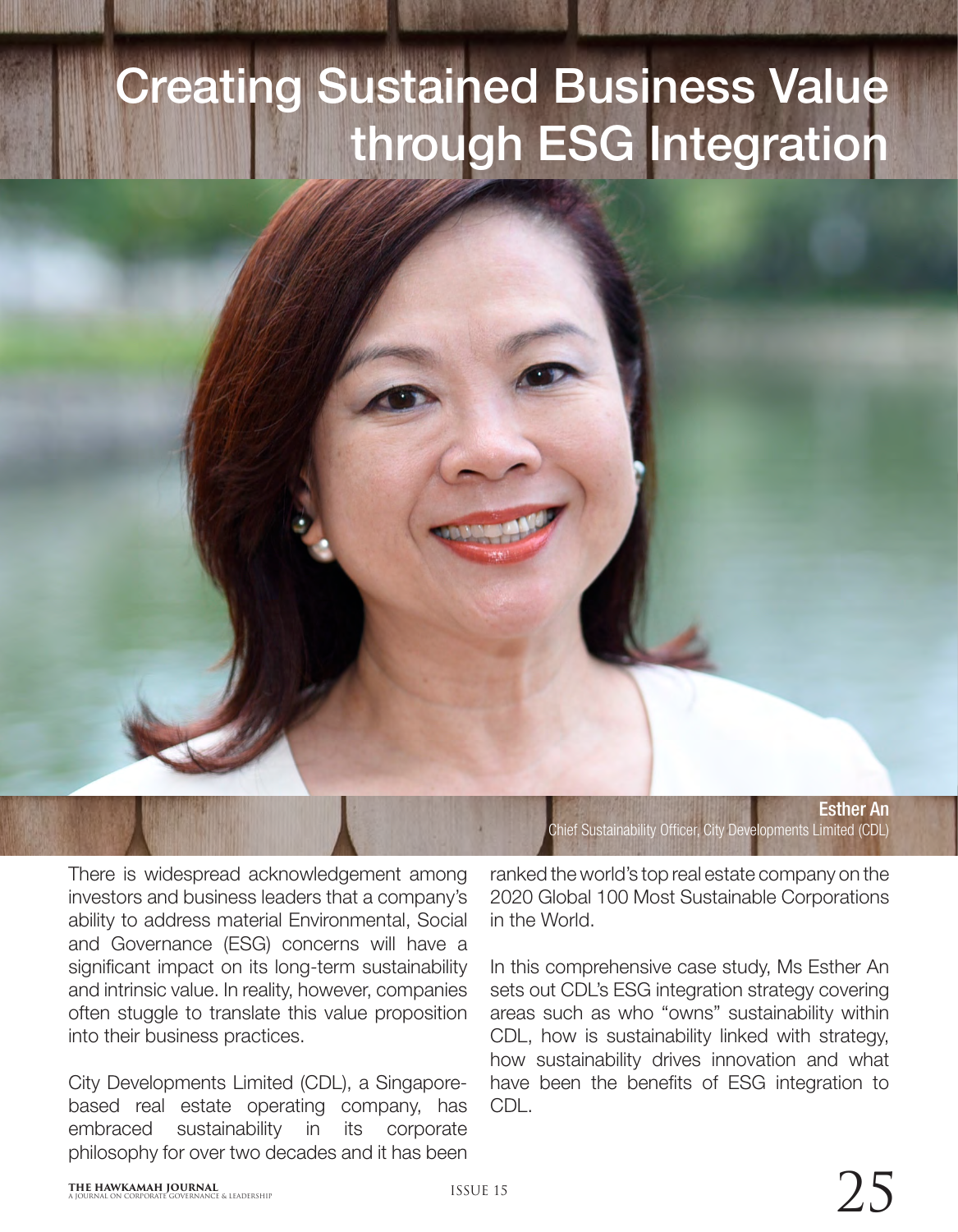# Creating Sustained Business Value through ESG Integration

**Esther An**
Chief Sustainability Officer, City Developments Limited (CDL)

There is widespread acknowledgement among investors and business leaders that a company's ability to address material Environmental, Social and Governance (ESG) concerns will have a significant impact on its long-term sustainability and intrinsic value. In reality, however, companies often stuggle to translate this value proposition into their business practices.

City Developments Limited (CDL), a Singapore-based real estate operating company, has embraced sustainability in its corporate philosophy for over two decades and it has been ranked the world's top real estate company on the 2020 Global 100 Most Sustainable Corporations in the World.

In this comprehensive case study, Ms Esther An sets out CDL's ESG integration strategy covering areas such as who "owns" sustainability within CDL, how is sustainability linked with strategy, how sustainability drives innovation and what have been the benefits of ESG integration to CDL.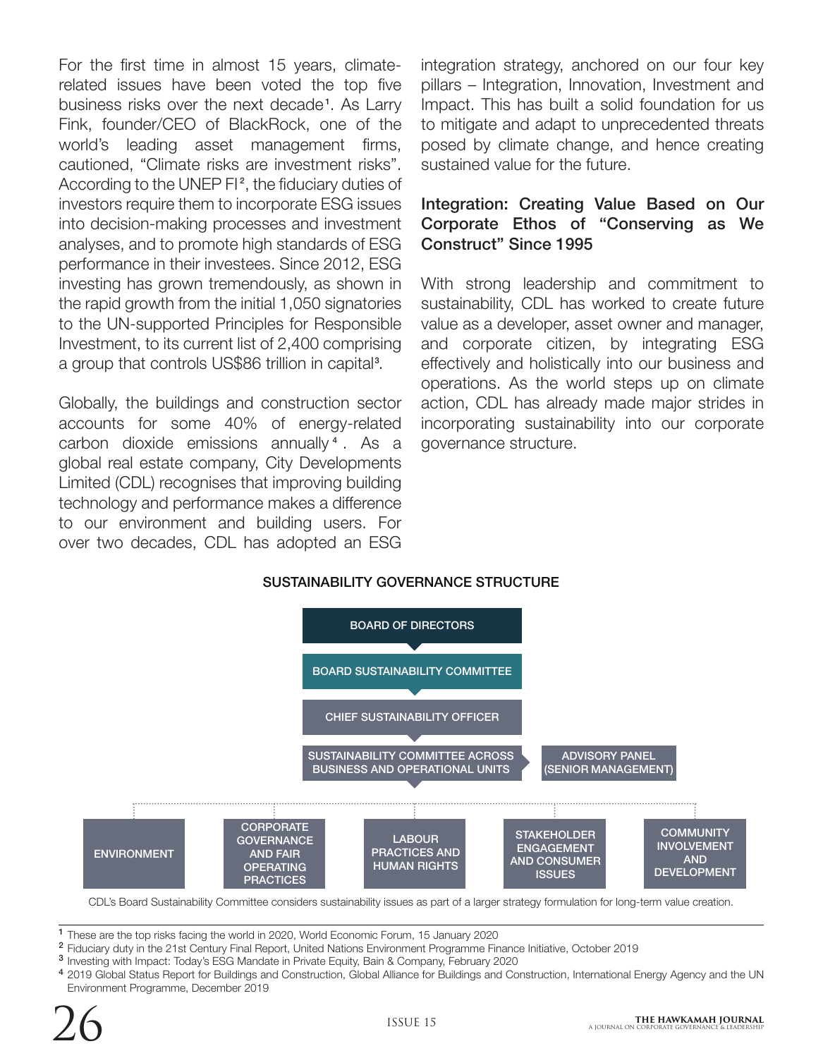For the first time in almost 15 years, climate-related issues have been voted the top five business risks over the next decade[1]. As Larry Fink, founder/CEO of BlackRock, one of the world's leading asset management firms, cautioned, "Climate risks are investment risks". According to the UNEP FI[2], the fiduciary duties of investors require them to incorporate ESG issues into decision-making processes and investment analyses, and to promote high standards of ESG performance in their investees. Since 2012, ESG investing has grown tremendously, as shown in the rapid growth from the initial 1,050 signatories to the UN-supported Principles for Responsible Investment, to its current list of 2,400 comprising a group that controls US$86 trillion in capital[3].

Globally, the buildings and construction sector accounts for some 40% of energy-related carbon dioxide emissions annually[4]. As a global real estate company, City Developments Limited (CDL) recognises that improving building technology and performance makes a difference to our environment and building users. For over two decades, CDL has adopted an ESG integration strategy, anchored on our four key pillars – Integration, Innovation, Investment and Impact. This has built a solid foundation for us to mitigate and adapt to unprecedented threats posed by climate change, and hence creating sustained value for the future.

## Integration: Creating Value Based on Our Corporate Ethos of "Conserving as We Construct" Since 1995

With strong leadership and commitment to sustainability, CDL has worked to create future value as a developer, asset owner and manager, and corporate citizen, by integrating ESG effectively and holistically into our business and operations. As the world steps up on climate action, CDL has already made major strides in incorporating sustainability into our corporate governance structure.

### SUSTAINABILITY GOVERNANCE STRUCTURE

- BOARD OF DIRECTORS
  - BOARD SUSTAINABILITY COMMITTEE
    - CHIEF SUSTAINABILITY OFFICER
      - SUSTAINABILITY COMMITTEE ACROSS BUSINESS AND OPERATIONAL UNITS | ADVISORY PANEL (SENIOR MANAGEMENT)
        - ENVIRONMENT
        - CORPORATE GOVERNANCE AND FAIR OPERATING PRACTICES
        - LABOUR PRACTICES AND HUMAN RIGHTS
        - STAKEHOLDER ENGAGEMENT AND CONSUMER ISSUES
        - COMMUNITY INVOLVEMENT AND DEVELOPMENT

CDL's Board Sustainability Committee considers sustainability issues as part of a larger strategy formulation for long-term value creation.

---

[1] These are the top risks facing the world in 2020, World Economic Forum, 15 January 2020

[2] Fiduciary duty in the 21st Century Final Report, United Nations Environment Programme Finance Initiative, October 2019

[3] Investing with Impact: Today's ESG Mandate in Private Equity, Bain & Company, February 2020

[4] 2019 Global Status Report for Buildings and Construction, Global Alliance for Buildings and Construction, International Energy Agency and the UN Environment Programme, December 2019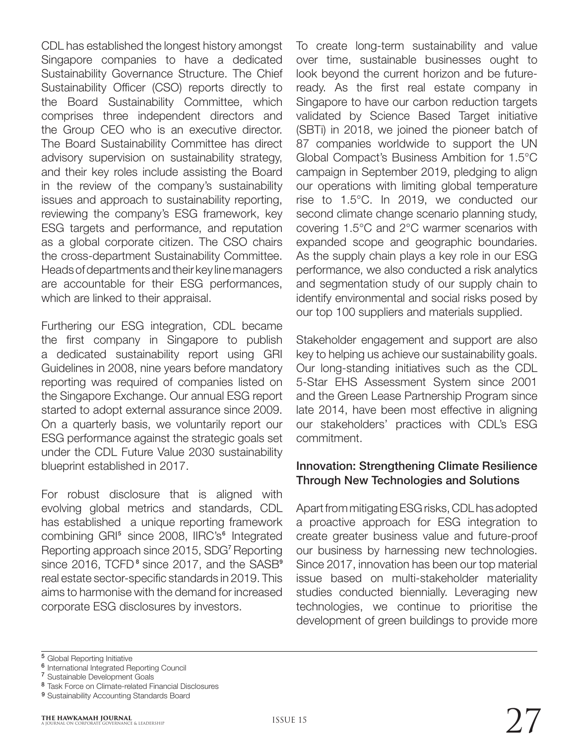CDL has established the longest history amongst Singapore companies to have a dedicated Sustainability Governance Structure. The Chief Sustainability Officer (CSO) reports directly to the Board Sustainability Committee, which comprises three independent directors and the Group CEO who is an executive director. The Board Sustainability Committee has direct advisory supervision on sustainability strategy, and their key roles include assisting the Board in the review of the company's sustainability issues and approach to sustainability reporting, reviewing the company's ESG framework, key ESG targets and performance, and reputation as a global corporate citizen. The CSO chairs the cross-department Sustainability Committee. Heads of departments and their key line managers are accountable for their ESG performances, which are linked to their appraisal.

Furthering our ESG integration, CDL became the first company in Singapore to publish a dedicated sustainability report using GRI Guidelines in 2008, nine years before mandatory reporting was required of companies listed on the Singapore Exchange. Our annual ESG report started to adopt external assurance since 2009. On a quarterly basis, we voluntarily report our ESG performance against the strategic goals set under the CDL Future Value 2030 sustainability blueprint established in 2017.

For robust disclosure that is aligned with evolving global metrics and standards, CDL has established a unique reporting framework combining GRI[5] since 2008, IIRC's[6] Integrated Reporting approach since 2015, SDG[7] Reporting since 2016, TCFD[8] since 2017, and the SASB[9] real estate sector-specific standards in 2019. This aims to harmonise with the demand for increased corporate ESG disclosures by investors.

To create long-term sustainability and value over time, sustainable businesses ought to look beyond the current horizon and be future-ready. As the first real estate company in Singapore to have our carbon reduction targets validated by Science Based Target initiative (SBTi) in 2018, we joined the pioneer batch of 87 companies worldwide to support the UN Global Compact's Business Ambition for 1.5°C campaign in September 2019, pledging to align our operations with limiting global temperature rise to 1.5°C. In 2019, we conducted our second climate change scenario planning study, covering 1.5°C and 2°C warmer scenarios with expanded scope and geographic boundaries. As the supply chain plays a key role in our ESG performance, we also conducted a risk analytics and segmentation study of our supply chain to identify environmental and social risks posed by our top 100 suppliers and materials supplied.

Stakeholder engagement and support are also key to helping us achieve our sustainability goals. Our long-standing initiatives such as the CDL 5-Star EHS Assessment System since 2001 and the Green Lease Partnership Program since late 2014, have been most effective in aligning our stakeholders' practices with CDL's ESG commitment.

### Innovation: Strengthening Climate Resilience Through New Technologies and Solutions

Apart from mitigating ESG risks, CDL has adopted a proactive approach for ESG integration to create greater business value and future-proof our business by harnessing new technologies. Since 2017, innovation has been our top material issue based on multi-stakeholder materiality studies conducted biennially. Leveraging new technologies, we continue to prioritise the development of green buildings to provide more

---

[5] Global Reporting Initiative
[6] International Integrated Reporting Council
[7] Sustainable Development Goals
[8] Task Force on Climate-related Financial Disclosures
[9] Sustainability Accounting Standards Board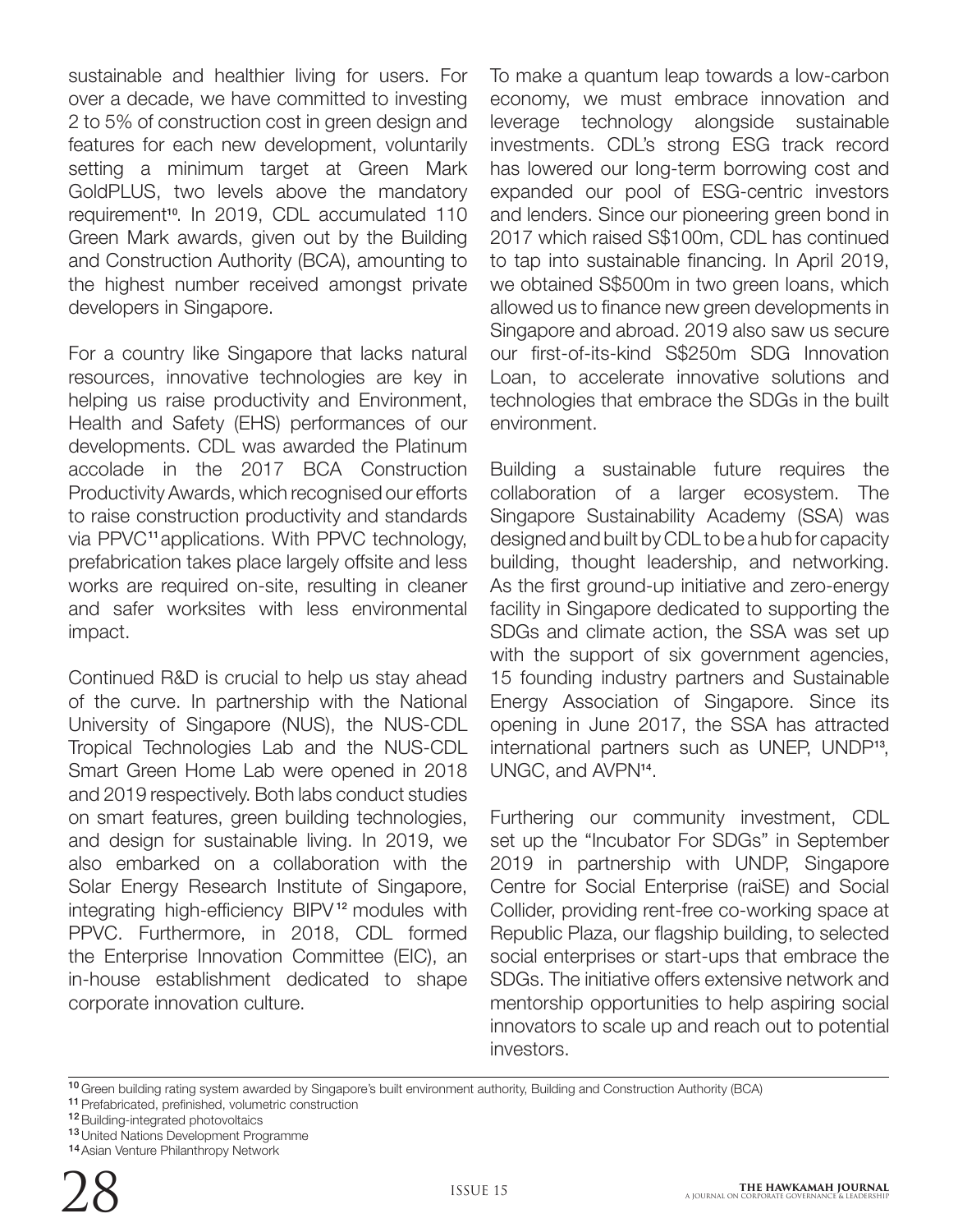sustainable and healthier living for users. For over a decade, we have committed to investing 2 to 5% of construction cost in green design and features for each new development, voluntarily setting a minimum target at Green Mark GoldPLUS, two levels above the mandatory requirement[10]. In 2019, CDL accumulated 110 Green Mark awards, given out by the Building and Construction Authority (BCA), amounting to the highest number received amongst private developers in Singapore.

For a country like Singapore that lacks natural resources, innovative technologies are key in helping us raise productivity and Environment, Health and Safety (EHS) performances of our developments. CDL was awarded the Platinum accolade in the 2017 BCA Construction Productivity Awards, which recognised our efforts to raise construction productivity and standards via PPVC[11] applications. With PPVC technology, prefabrication takes place largely offsite and less works are required on-site, resulting in cleaner and safer worksites with less environmental impact.

Continued R&D is crucial to help us stay ahead of the curve. In partnership with the National University of Singapore (NUS), the NUS-CDL Tropical Technologies Lab and the NUS-CDL Smart Green Home Lab were opened in 2018 and 2019 respectively. Both labs conduct studies on smart features, green building technologies, and design for sustainable living. In 2019, we also embarked on a collaboration with the Solar Energy Research Institute of Singapore, integrating high-efficiency BIPV[12] modules with PPVC. Furthermore, in 2018, CDL formed the Enterprise Innovation Committee (EIC), an in-house establishment dedicated to shape corporate innovation culture.

To make a quantum leap towards a low-carbon economy, we must embrace innovation and leverage technology alongside sustainable investments. CDL's strong ESG track record has lowered our long-term borrowing cost and expanded our pool of ESG-centric investors and lenders. Since our pioneering green bond in 2017 which raised S$100m, CDL has continued to tap into sustainable financing. In April 2019, we obtained S$500m in two green loans, which allowed us to finance new green developments in Singapore and abroad. 2019 also saw us secure our first-of-its-kind S$250m SDG Innovation Loan, to accelerate innovative solutions and technologies that embrace the SDGs in the built environment.

Building a sustainable future requires the collaboration of a larger ecosystem. The Singapore Sustainability Academy (SSA) was designed and built by CDL to be a hub for capacity building, thought leadership, and networking. As the first ground-up initiative and zero-energy facility in Singapore dedicated to supporting the SDGs and climate action, the SSA was set up with the support of six government agencies, 15 founding industry partners and Sustainable Energy Association of Singapore. Since its opening in June 2017, the SSA has attracted international partners such as UNEP, UNDP[13], UNGC, and AVPN[14].

Furthering our community investment, CDL set up the "Incubator For SDGs" in September 2019 in partnership with UNDP, Singapore Centre for Social Enterprise (raiSE) and Social Collider, providing rent-free co-working space at Republic Plaza, our flagship building, to selected social enterprises or start-ups that embrace the SDGs. The initiative offers extensive network and mentorship opportunities to help aspiring social innovators to scale up and reach out to potential investors.

---

[10] Green building rating system awarded by Singapore's built environment authority, Building and Construction Authority (BCA)

[11] Prefabricated, prefinished, volumetric construction

[12] Building-integrated photovoltaics

[13] United Nations Development Programme

[14] Asian Venture Philanthropy Network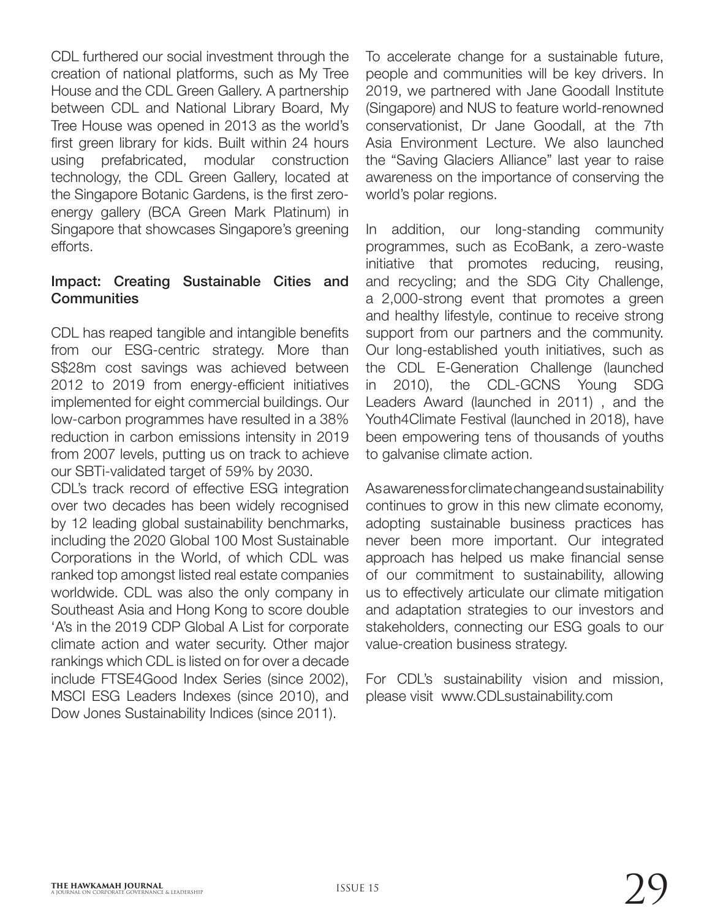CDL furthered our social investment through the creation of national platforms, such as My Tree House and the CDL Green Gallery. A partnership between CDL and National Library Board, My Tree House was opened in 2013 as the world's first green library for kids. Built within 24 hours using prefabricated, modular construction technology, the CDL Green Gallery, located at the Singapore Botanic Gardens, is the first zero-energy gallery (BCA Green Mark Platinum) in Singapore that showcases Singapore's greening efforts.

### Impact: Creating Sustainable Cities and Communities

CDL has reaped tangible and intangible benefits from our ESG-centric strategy. More than S$28m cost savings was achieved between 2012 to 2019 from energy-efficient initiatives implemented for eight commercial buildings. Our low-carbon programmes have resulted in a 38% reduction in carbon emissions intensity in 2019 from 2007 levels, putting us on track to achieve our SBTi-validated target of 59% by 2030.

CDL's track record of effective ESG integration over two decades has been widely recognised by 12 leading global sustainability benchmarks, including the 2020 Global 100 Most Sustainable Corporations in the World, of which CDL was ranked top amongst listed real estate companies worldwide. CDL was also the only company in Southeast Asia and Hong Kong to score double 'A's in the 2019 CDP Global A List for corporate climate action and water security. Other major rankings which CDL is listed on for over a decade include FTSE4Good Index Series (since 2002), MSCI ESG Leaders Indexes (since 2010), and Dow Jones Sustainability Indices (since 2011).

To accelerate change for a sustainable future, people and communities will be key drivers. In 2019, we partnered with Jane Goodall Institute (Singapore) and NUS to feature world-renowned conservationist, Dr Jane Goodall, at the 7th Asia Environment Lecture. We also launched the "Saving Glaciers Alliance" last year to raise awareness on the importance of conserving the world's polar regions.

In addition, our long-standing community programmes, such as EcoBank, a zero-waste initiative that promotes reducing, reusing, and recycling; and the SDG City Challenge, a 2,000-strong event that promotes a green and healthy lifestyle, continue to receive strong support from our partners and the community. Our long-established youth initiatives, such as the CDL E-Generation Challenge (launched in 2010), the CDL-GCNS Young SDG Leaders Award (launched in 2011) , and the Youth4Climate Festival (launched in 2018), have been empowering tens of thousands of youths to galvanise climate action.

As awareness for climate change and sustainability continues to grow in this new climate economy, adopting sustainable business practices has never been more important. Our integrated approach has helped us make financial sense of our commitment to sustainability, allowing us to effectively articulate our climate mitigation and adaptation strategies to our investors and stakeholders, connecting our ESG goals to our value-creation business strategy.

For CDL's sustainability vision and mission, please visit www.CDLsustainability.com